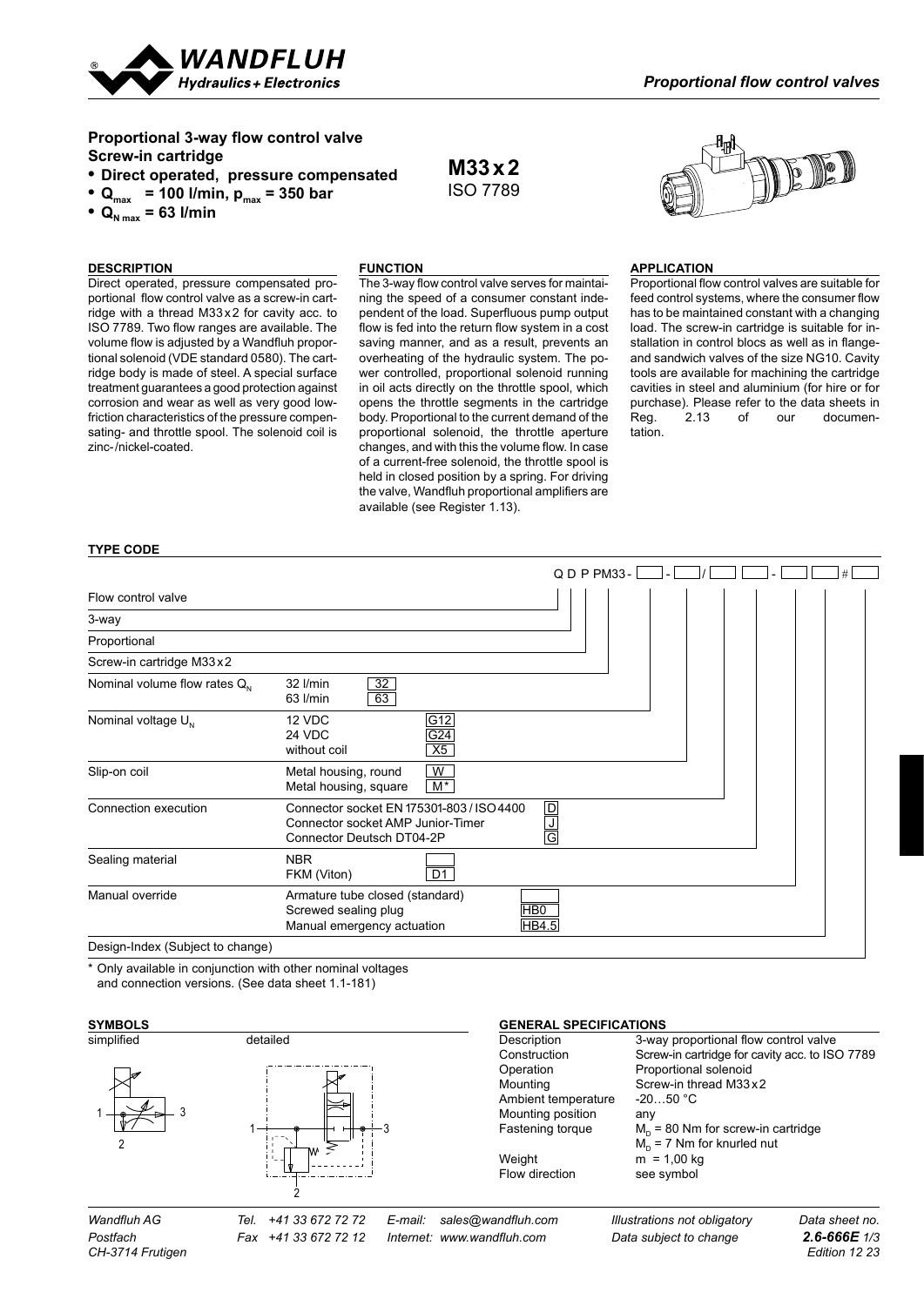*Proportional flow control valves*

## Proportional 3-way flow control valve Screw-in cartridge

- **Direct operated, pressure compensated**
- **$Q_{max}$ = 100 l/min, $p_{max}$ = 350 bar**
- **$Q_{N\,max}$ = 63 l/min**

**M33 x 2**
ISO 7789

### DESCRIPTION

Direct operated, pressure compensated proportional flow control valve as a screw-in cartridge with a thread M33 x 2 for cavity acc. to ISO 7789. Two flow ranges are available. The volume flow is adjusted by a Wandfluh proportional solenoid (VDE standard 0580). The cartridge body is made of steel. A special surface treatment guarantees a good protection against corrosion and wear as well as very good low-friction characteristics of the pressure compensating- and throttle spool. The solenoid coil is zinc-/nickel-coated.

### FUNCTION

The 3-way flow control valve serves for maintaining the speed of a consumer constant independent of the load. Superfluous pump output flow is fed into the return flow system in a cost saving manner, and as a result, prevents an overheating of the hydraulic system. The power controlled, proportional solenoid running in oil acts directly on the throttle spool, which opens the throttle segments in the cartridge body. Proportional to the current demand of the proportional solenoid, the throttle aperture changes, and with this the volume flow. In case of a current-free solenoid, the throttle spool is held in closed position by a spring. For driving the valve, Wandfluh proportional amplifiers are available (see Register 1.13).

### APPLICATION

Proportional flow control valves are suitable for feed control systems, where the consumer flow has to be maintained constant with a changing load. The screw-in cartridge is suitable for installation in control blocs as well as in flange- and sandwich valves of the size NG10. Cavity tools are available for machining the cartridge cavities in steel and aluminium (for hire or for purchase). Please refer to the data sheets in Reg. 2.13 of our documentation.

### TYPE CODE

Q D P PM33 - ☐ - ☐ / ☐ ☐ - ☐ ☐ # ☐

| | | |
|---|---|---|
| Flow control valve | | Q |
| 3-way | | D |
| Proportional | | P |
| Screw-in cartridge M33 x 2 | | PM33 |
| Nominal volume flow rates $Q_N$ | 32 l/min | 32 |
| | 63 l/min | 63 |
| Nominal voltage $U_N$ | 12 VDC | G12 |
| | 24 VDC | G24 |
| | without coil | X5 |
| Slip-on coil | Metal housing, round | W |
| | Metal housing, square | M* |
| Connection execution | Connector socket EN 175301-803 / ISO 4400 | D |
| | Connector socket AMP Junior-Timer | J |
| | Connector Deutsch DT04-2P | G |
| Sealing material | NBR | |
| | FKM (Viton) | D1 |
| Manual override | Armature tube closed (standard) | |
| | Screwed sealing plug | HB0 |
| | Manual emergency actuation | HB4.5 |
| Design-Index (Subject to change) | | |

\* Only available in conjunction with other nominal voltages and connection versions. (See data sheet 1.1-181)

### SYMBOLS

simplified / detailed

### GENERAL SPECIFICATIONS

| | |
|---|---|
| Description | 3-way proportional flow control valve |
| Construction | Screw-in cartridge for cavity acc. to ISO 7789 |
| Operation | Proportional solenoid |
| Mounting | Screw-in thread M33 x 2 |
| Ambient temperature | -20…50 °C |
| Mounting position | any |
| Fastening torque | $M_D$ = 80 Nm for screw-in cartridge |
| | $M_D$ = 7 Nm for knurled nut |
| Weight | m = 1,00 kg |
| Flow direction | see symbol |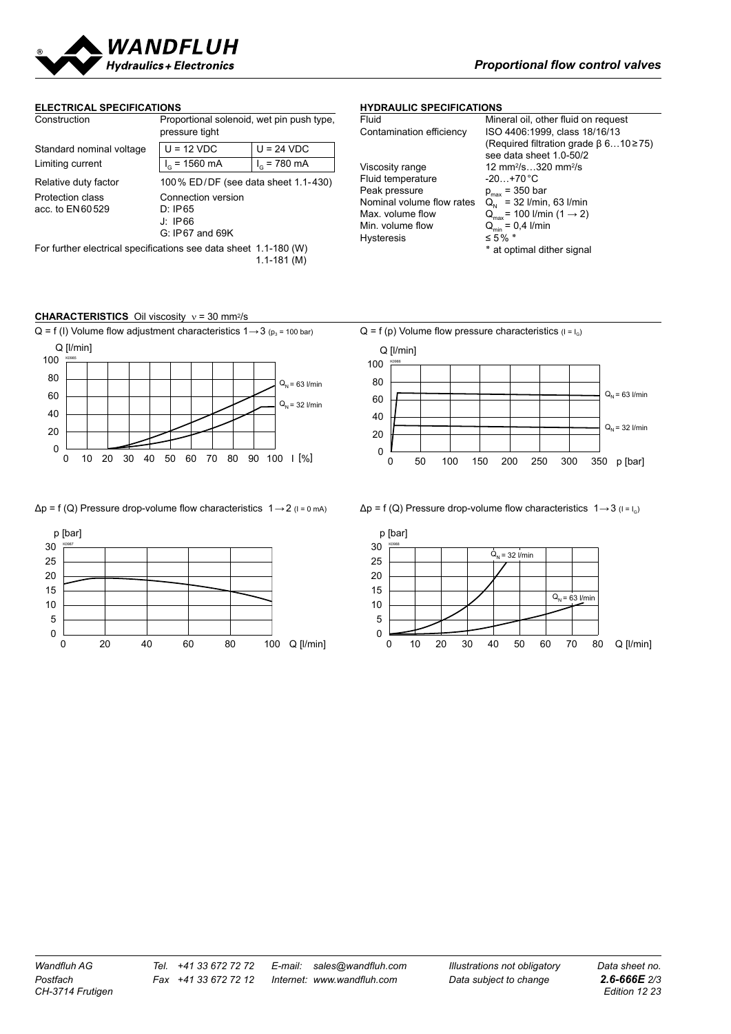## ELECTRICAL SPECIFICATIONS

| | | |
|---|---|---|
| Construction | Proportional solenoid, wet pin push type, pressure tight | |
| Standard nominal voltage | U = 12 VDC | U = 24 VDC |
| Limiting current | $I_G$ = 1560 mA | $I_G$ = 780 mA |
| Relative duty factor | 100 % ED/DF (see data sheet 1.1-430) | |
| Protection class acc. to EN 60529 | Connection version<br>D: IP65<br>J: IP66<br>G: IP67 and 69K | |

For further electrical specifications see data sheet 1.1-180 (W)
1.1-181 (M)

## HYDRAULIC SPECIFICATIONS

| | |
|---|---|
| Fluid | Mineral oil, other fluid on request |
| Contamination efficiency | ISO 4406:1999, class 18/16/13 (Required filtration grade β 6…10 ≥ 75) see data sheet 1.0-50/2 |
| Viscosity range | 12 mm²/s…320 mm²/s |
| Fluid temperature | -20…+70 °C |
| Peak pressure | $p_{max}$ = 350 bar |
| Nominal volume flow rates | $Q_N$ = 32 l/min, 63 l/min |
| Max. volume flow | $Q_{max}$ = 100 l/min (1 → 2) |
| Min. volume flow | $Q_{min}$ = 0,4 l/min |
| Hysteresis | ≤ 5 % * |

\* at optimal dither signal

## CHARACTERISTICS Oil viscosity ν = 30 mm²/s

Q = f (I) Volume flow adjustment characteristics 1 → 3 ($p_3$ = 100 bar)

Q = f (p) Volume flow pressure characteristics ($I = I_G$)

Δp = f (Q) Pressure drop-volume flow characteristics 1 → 2 (I = 0 mA)

Δp = f (Q) Pressure drop-volume flow characteristics 1 → 3 ($I = I_G$)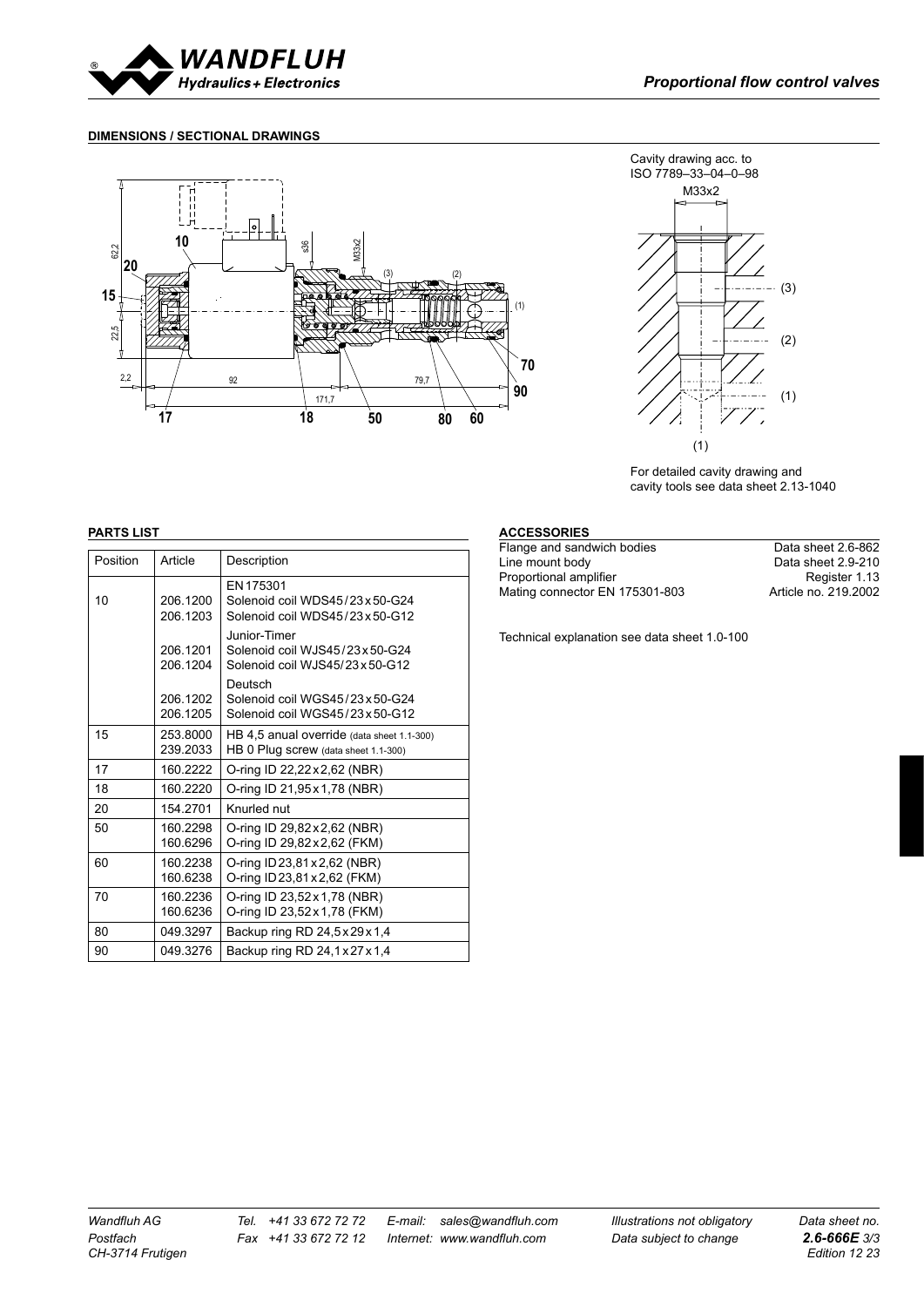## DIMENSIONS / SECTIONAL DRAWINGS

Cavity drawing acc. to ISO 7789–33–04–0–98

M33x2

(3)

(2)

(1)

(1)

For detailed cavity drawing and cavity tools see data sheet 2.13-1040

## PARTS LIST

| Position | Article | Description |
|---|---|---|
| 10 | 206.1200<br>206.1203 | EN 175301<br>Solenoid coil WDS45 / 23 x 50-G24<br>Solenoid coil WDS45 / 23 x 50-G12 |
| | 206.1201<br>206.1204 | Junior-Timer<br>Solenoid coil WJS45 / 23 x 50-G24<br>Solenoid coil WJS45 / 23 x 50-G12 |
| | 206.1202<br>206.1205 | Deutsch<br>Solenoid coil WGS45 / 23 x 50-G24<br>Solenoid coil WGS45 / 23 x 50-G12 |
| 15 | 253.8000<br>239.2033 | HB 4,5 anual override (data sheet 1.1-300)<br>HB 0 Plug screw (data sheet 1.1-300) |
| 17 | 160.2222 | O-ring ID 22,22 x 2,62 (NBR) |
| 18 | 160.2220 | O-ring ID 21,95 x 1,78 (NBR) |
| 20 | 154.2701 | Knurled nut |
| 50 | 160.2298<br>160.6296 | O-ring ID 29,82 x 2,62 (NBR)<br>O-ring ID 29,82 x 2,62 (FKM) |
| 60 | 160.2238<br>160.6238 | O-ring ID 23,81 x 2,62 (NBR)<br>O-ring ID 23,81 x 2,62 (FKM) |
| 70 | 160.2236<br>160.6236 | O-ring ID 23,52 x 1,78 (NBR)<br>O-ring ID 23,52 x 1,78 (FKM) |
| 80 | 049.3297 | Backup ring RD 24,5 x 29 x 1,4 |
| 90 | 049.3276 | Backup ring RD 24,1 x 27 x 1,4 |

## ACCESSORIES

| | |
|---|---|
| Flange and sandwich bodies | Data sheet 2.6-862 |
| Line mount body | Data sheet 2.9-210 |
| Proportional amplifier | Register 1.13 |
| Mating connector EN 175301-803 | Article no. 219.2002 |

Technical explanation see data sheet 1.0-100